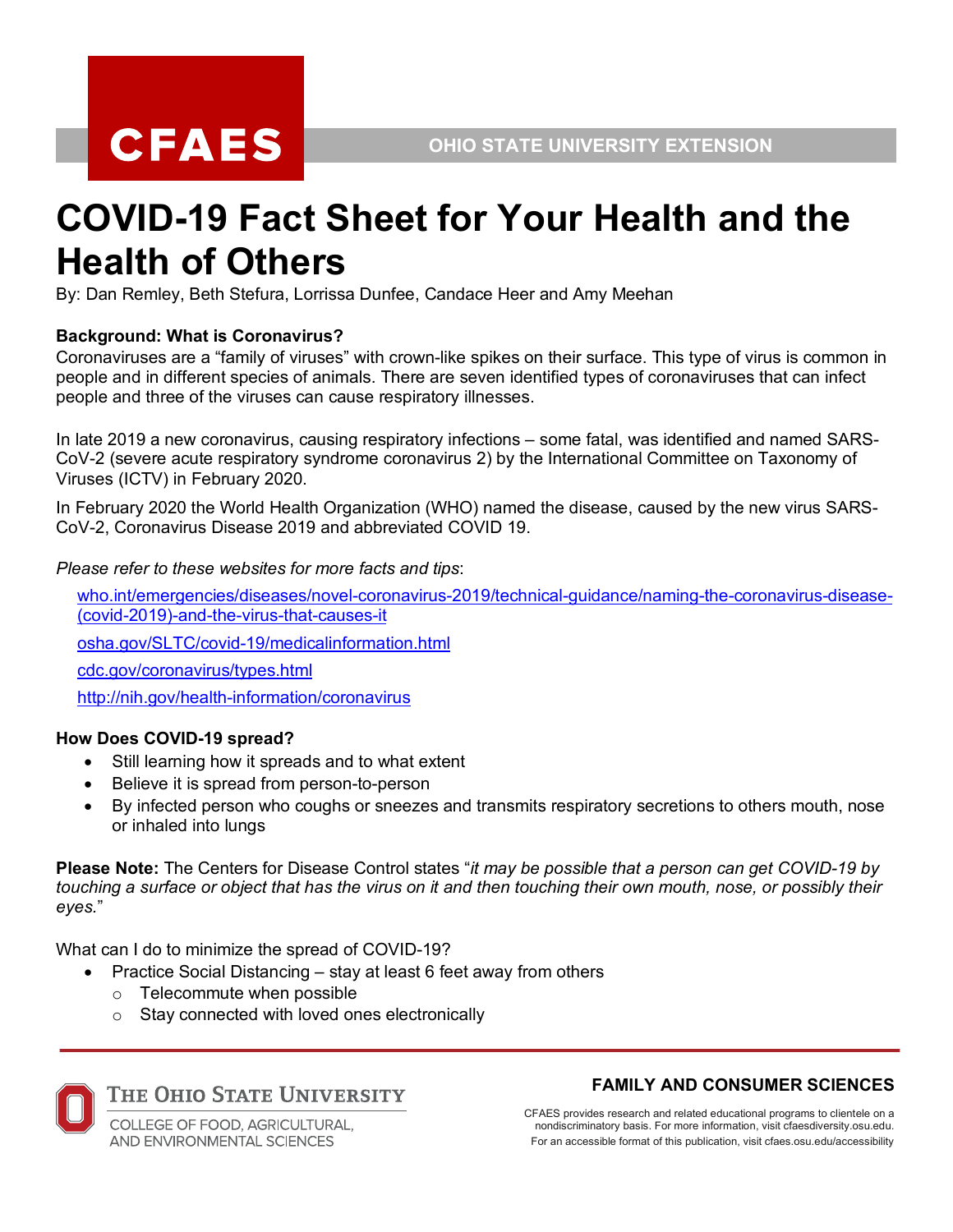# COVID-19 Fact Sheet for Your Health and the Health of Others

By: Dan Remley, Beth Stefura, Lorrissa Dunfee, Candace Heer and Amy Meehan

**Background: What is Coronavirus?**

Coronaviruses are a "family of viruses" with crown-like spikes on their surface. This type of virus is common in people and in different species of animals. There are seven identified types of coronaviruses that can infect people and three of the viruses can cause respiratory illnesses.

In late 2019 a new coronavirus, causing respiratory infections – some fatal, was identified and named SARS-CoV-2 (severe acute respiratory syndrome coronavirus 2) by the International Committee on Taxonomy of Viruses (ICTV) in February 2020.

In February 2020 the World Health Organization (WHO) named the disease, caused by the new virus SARS-CoV-2, Coronavirus Disease 2019 and abbreviated COVID 19.

*Please refer to these websites for more facts and tips*:

who.int/emergencies/diseases/novel-coronavirus-2019/technical-guidance/naming-the-coronavirus-disease-(covid-2019)-and-the-virus-that-causes-it

osha.gov/SLTC/covid-19/medicalinformation.html

cdc.gov/coronavirus/types.html

http://nih.gov/health-information/coronavirus

**How Does COVID-19 spread?**

- Still learning how it spreads and to what extent
- Believe it is spread from person-to-person
- By infected person who coughs or sneezes and transmits respiratory secretions to others mouth, nose or inhaled into lungs

**Please Note:** The Centers for Disease Control states "*it may be possible that a person can get COVID-19 by touching a surface or object that has the virus on it and then touching their own mouth, nose, or possibly their eyes.*"

What can I do to minimize the spread of COVID-19?

- Practice Social Distancing – stay at least 6 feet away from others
  - Telecommute when possible
  - Stay connected with loved ones electronically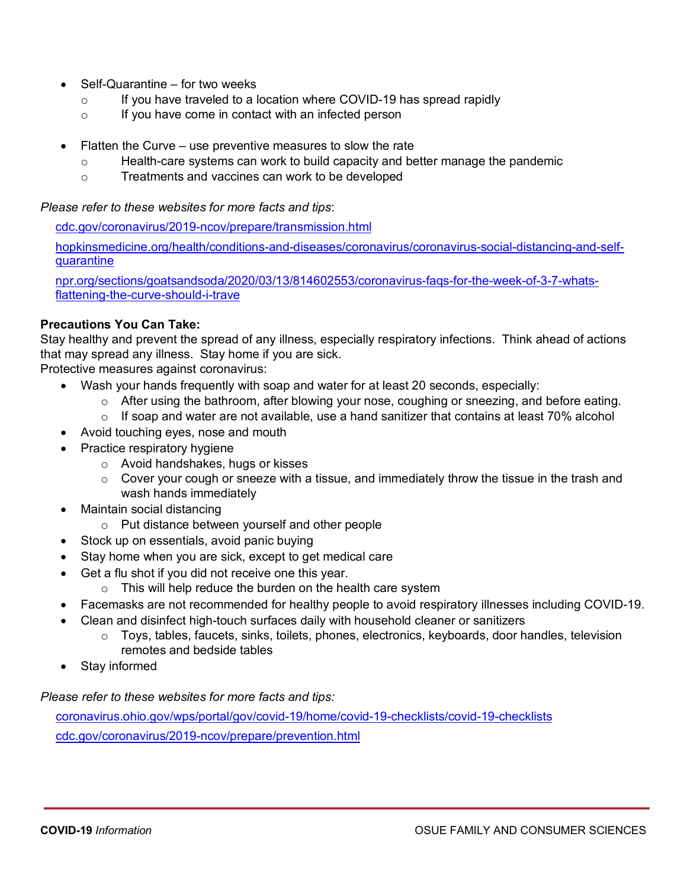- Self-Quarantine – for two weeks
  - If you have traveled to a location where COVID-19 has spread rapidly
  - If you have come in contact with an infected person

- Flatten the Curve – use preventive measures to slow the rate
  - Health-care systems can work to build capacity and better manage the pandemic
  - Treatments and vaccines can work to be developed

*Please refer to these websites for more facts and tips*:

[cdc.gov/coronavirus/2019-ncov/prepare/transmission.html](cdc.gov/coronavirus/2019-ncov/prepare/transmission.html)

[hopkinsmedicine.org/health/conditions-and-diseases/coronavirus/coronavirus-social-distancing-and-self-quarantine](hopkinsmedicine.org/health/conditions-and-diseases/coronavirus/coronavirus-social-distancing-and-self-quarantine)

[npr.org/sections/goatsandsoda/2020/03/13/814602553/coronavirus-faqs-for-the-week-of-3-7-whats-flattening-the-curve-should-i-trave](npr.org/sections/goatsandsoda/2020/03/13/814602553/coronavirus-faqs-for-the-week-of-3-7-whats-flattening-the-curve-should-i-trave)

**Precautions You Can Take:**

Stay healthy and prevent the spread of any illness, especially respiratory infections. Think ahead of actions that may spread any illness. Stay home if you are sick.

Protective measures against coronavirus:

- Wash your hands frequently with soap and water for at least 20 seconds, especially:
  - After using the bathroom, after blowing your nose, coughing or sneezing, and before eating.
  - If soap and water are not available, use a hand sanitizer that contains at least 70% alcohol
- Avoid touching eyes, nose and mouth
- Practice respiratory hygiene
  - Avoid handshakes, hugs or kisses
  - Cover your cough or sneeze with a tissue, and immediately throw the tissue in the trash and wash hands immediately
- Maintain social distancing
  - Put distance between yourself and other people
- Stock up on essentials, avoid panic buying
- Stay home when you are sick, except to get medical care
- Get a flu shot if you did not receive one this year.
  - This will help reduce the burden on the health care system
- Facemasks are not recommended for healthy people to avoid respiratory illnesses including COVID-19.
- Clean and disinfect high-touch surfaces daily with household cleaner or sanitizers
  - Toys, tables, faucets, sinks, toilets, phones, electronics, keyboards, door handles, television remotes and bedside tables
- Stay informed

*Please refer to these websites for more facts and tips:*

[coronavirus.ohio.gov/wps/portal/gov/covid-19/home/covid-19-checklists/covid-19-checklists](coronavirus.ohio.gov/wps/portal/gov/covid-19/home/covid-19-checklists/covid-19-checklists)

[cdc.gov/coronavirus/2019-ncov/prepare/prevention.html](cdc.gov/coronavirus/2019-ncov/prepare/prevention.html)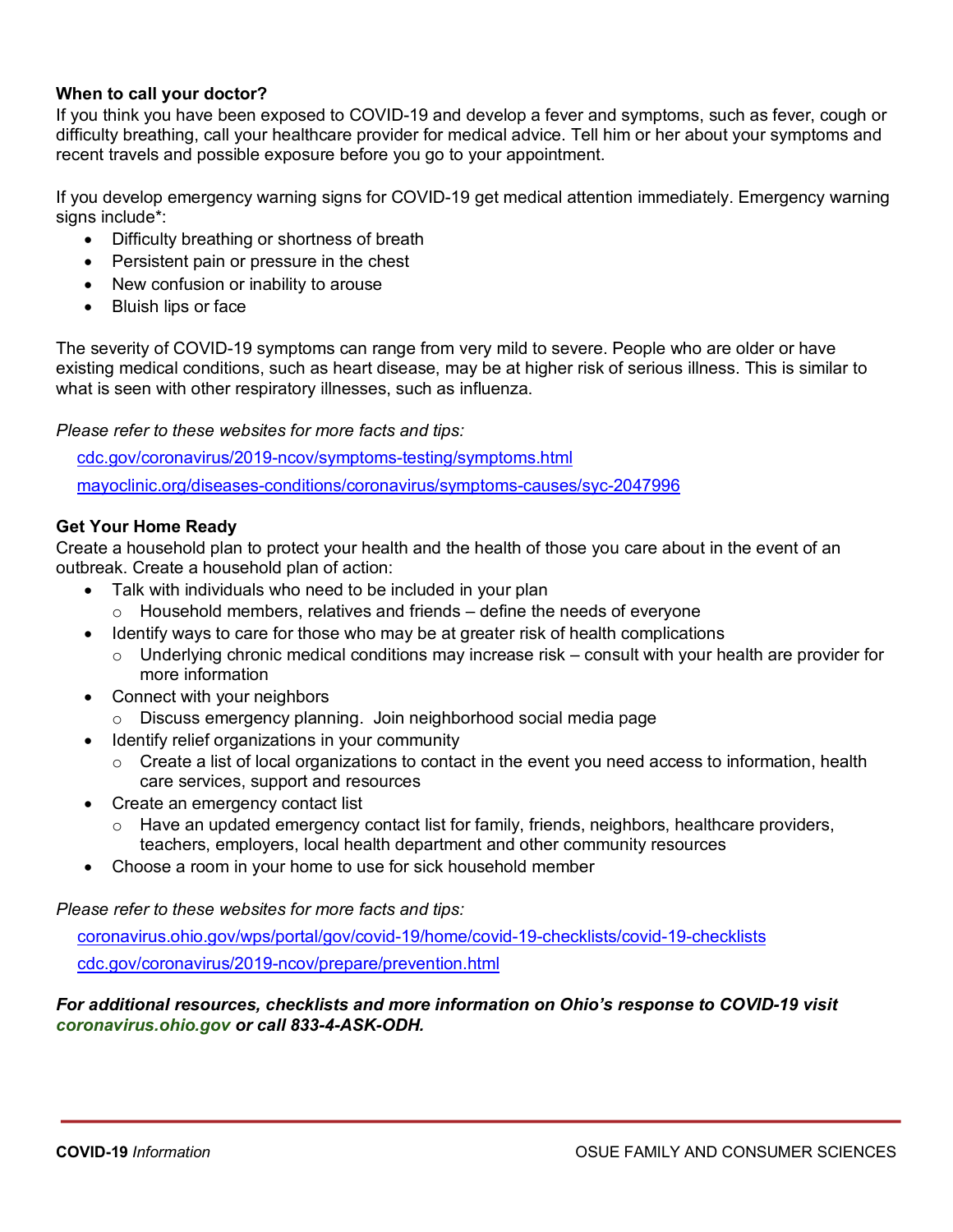**When to call your doctor?**

If you think you have been exposed to COVID-19 and develop a fever and symptoms, such as fever, cough or difficulty breathing, call your healthcare provider for medical advice. Tell him or her about your symptoms and recent travels and possible exposure before you go to your appointment.

If you develop emergency warning signs for COVID-19 get medical attention immediately. Emergency warning signs include*:

- Difficulty breathing or shortness of breath
- Persistent pain or pressure in the chest
- New confusion or inability to arouse
- Bluish lips or face

The severity of COVID-19 symptoms can range from very mild to severe. People who are older or have existing medical conditions, such as heart disease, may be at higher risk of serious illness. This is similar to what is seen with other respiratory illnesses, such as influenza.

*Please refer to these websites for more facts and tips:*

cdc.gov/coronavirus/2019-ncov/symptoms-testing/symptoms.html

mayoclinic.org/diseases-conditions/coronavirus/symptoms-causes/syc-2047996

**Get Your Home Ready**

Create a household plan to protect your health and the health of those you care about in the event of an outbreak. Create a household plan of action:

- Talk with individuals who need to be included in your plan
  - Household members, relatives and friends – define the needs of everyone
- Identify ways to care for those who may be at greater risk of health complications
  - Underlying chronic medical conditions may increase risk – consult with your health are provider for more information
- Connect with your neighbors
  - Discuss emergency planning. Join neighborhood social media page
- Identify relief organizations in your community
  - Create a list of local organizations to contact in the event you need access to information, health care services, support and resources
- Create an emergency contact list
  - Have an updated emergency contact list for family, friends, neighbors, healthcare providers, teachers, employers, local health department and other community resources
- Choose a room in your home to use for sick household member

*Please refer to these websites for more facts and tips:*

coronavirus.ohio.gov/wps/portal/gov/covid-19/home/covid-19-checklists/covid-19-checklists

cdc.gov/coronavirus/2019-ncov/prepare/prevention.html

***For additional resources, checklists and more information on Ohio's response to COVID-19 visit coronavirus.ohio.gov or call 833-4-ASK-ODH.***